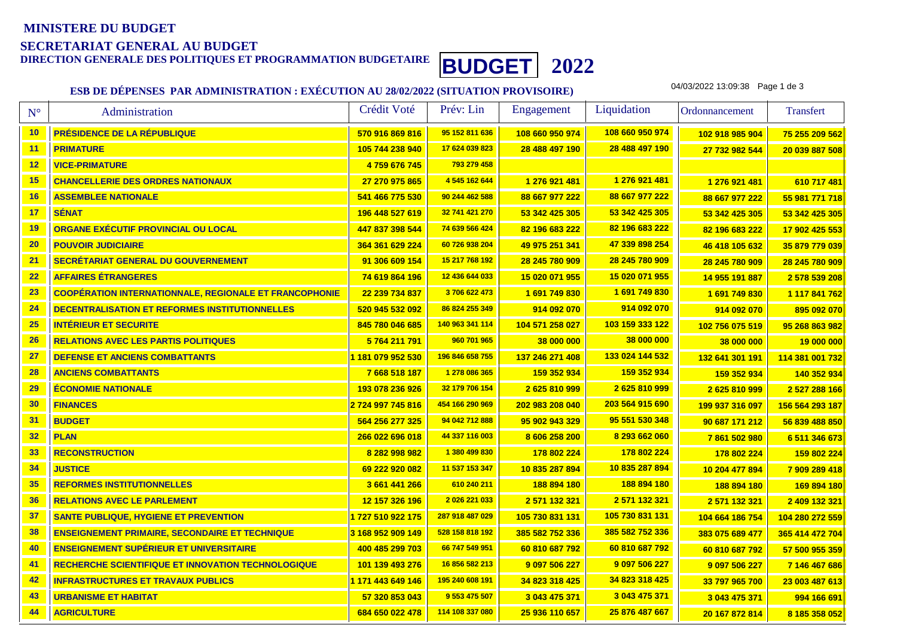**MINISTERE DU BUDGET**

**SECRETARIAT GENERAL AU BUDGET**

**DIRECTION GENERALE DES POLITIQUES ET PROGRAMMATION BUDGETAIRE**

# BUDGET 2022

## ESB DE DÉPENSES PAR ADMINISTRATION : EXÉCUTION AU 28/02/2022 (SITUATION PROVISOIRE)

04/03/2022 13:09:38

| N° | Administration | Crédit Voté | Prév: Lin | Engagement | Liquidation | Ordonnancement | Transfert |
|---|---|---|---|---|---|---|---|
| 10 | PRÉSIDENCE DE LA RÉPUBLIQUE | 570 916 869 816 | 95 152 811 636 | 108 660 950 974 | 108 660 950 974 | 102 918 985 904 | 75 255 209 562 |
| 11 | PRIMATURE | 105 744 238 940 | 17 624 039 823 | 28 488 497 190 | 28 488 497 190 | 27 732 982 544 | 20 039 887 508 |
| 12 | VICE-PRIMATURE | 4 759 676 745 | 793 279 458 | | | | |
| 15 | CHANCELLERIE DES ORDRES NATIONAUX | 27 270 975 865 | 4 545 162 644 | 1 276 921 481 | 1 276 921 481 | 1 276 921 481 | 610 717 481 |
| 16 | ASSEMBLEE NATIONALE | 541 466 775 530 | 90 244 462 588 | 88 667 977 222 | 88 667 977 222 | 88 667 977 222 | 55 981 771 718 |
| 17 | SÉNAT | 196 448 527 619 | 32 741 421 270 | 53 342 425 305 | 53 342 425 305 | 53 342 425 305 | 53 342 425 305 |
| 19 | ORGANE EXÉCUTIF PROVINCIAL OU LOCAL | 447 837 398 544 | 74 639 566 424 | 82 196 683 222 | 82 196 683 222 | 82 196 683 222 | 17 902 425 553 |
| 20 | POUVOIR JUDICIAIRE | 364 361 629 224 | 60 726 938 204 | 49 975 251 341 | 47 339 898 254 | 46 418 105 632 | 35 879 779 039 |
| 21 | SECRÉTARIAT GENERAL DU GOUVERNEMENT | 91 306 609 154 | 15 217 768 192 | 28 245 780 909 | 28 245 780 909 | 28 245 780 909 | 28 245 780 909 |
| 22 | AFFAIRES ÉTRANGERES | 74 619 864 196 | 12 436 644 033 | 15 020 071 955 | 15 020 071 955 | 14 955 191 887 | 2 578 539 208 |
| 23 | COOPÉRATION INTERNATIONNALE, REGIONALE ET FRANCOPHONIE | 22 239 734 837 | 3 706 622 473 | 1 691 749 830 | 1 691 749 830 | 1 691 749 830 | 1 117 841 762 |
| 24 | DECENTRALISATION ET REFORMES INSTITUTIONNELLES | 520 945 532 092 | 86 824 255 349 | 914 092 070 | 914 092 070 | 914 092 070 | 895 092 070 |
| 25 | INTÉRIEUR ET SECURITE | 845 780 046 685 | 140 963 341 114 | 104 571 258 027 | 103 159 333 122 | 102 756 075 519 | 95 268 863 982 |
| 26 | RELATIONS AVEC LES PARTIS POLITIQUES | 5 764 211 791 | 960 701 965 | 38 000 000 | 38 000 000 | 38 000 000 | 19 000 000 |
| 27 | DEFENSE ET ANCIENS COMBATTANTS | 1 181 079 952 530 | 196 846 658 755 | 137 246 271 408 | 133 024 144 532 | 132 641 301 191 | 114 381 001 732 |
| 28 | ANCIENS COMBATTANTS | 7 668 518 187 | 1 278 086 365 | 159 352 934 | 159 352 934 | 159 352 934 | 140 352 934 |
| 29 | ÉCONOMIE NATIONALE | 193 078 236 926 | 32 179 706 154 | 2 625 810 999 | 2 625 810 999 | 2 625 810 999 | 2 527 288 166 |
| 30 | FINANCES | 2 724 997 745 816 | 454 166 290 969 | 202 983 208 040 | 203 564 915 690 | 199 937 316 097 | 156 564 293 187 |
| 31 | BUDGET | 564 256 277 325 | 94 042 712 888 | 95 902 943 329 | 95 551 530 348 | 90 687 171 212 | 56 839 488 850 |
| 32 | PLAN | 266 022 696 018 | 44 337 116 003 | 8 606 258 200 | 8 293 662 060 | 7 861 502 980 | 6 511 346 673 |
| 33 | RECONSTRUCTION | 8 282 998 982 | 1 380 499 830 | 178 802 224 | 178 802 224 | 178 802 224 | 159 802 224 |
| 34 | JUSTICE | 69 222 920 082 | 11 537 153 347 | 10 835 287 894 | 10 835 287 894 | 10 204 477 894 | 7 909 289 418 |
| 35 | REFORMES INSTITUTIONNELLES | 3 661 441 266 | 610 240 211 | 188 894 180 | 188 894 180 | 188 894 180 | 169 894 180 |
| 36 | RELATIONS AVEC LE PARLEMENT | 12 157 326 196 | 2 026 221 033 | 2 571 132 321 | 2 571 132 321 | 2 571 132 321 | 2 409 132 321 |
| 37 | SANTE PUBLIQUE, HYGIENE ET PREVENTION | 1 727 510 922 175 | 287 918 487 029 | 105 730 831 131 | 105 730 831 131 | 104 664 186 754 | 104 280 272 559 |
| 38 | ENSEIGNEMENT PRIMAIRE, SECONDAIRE ET TECHNIQUE | 3 168 952 909 149 | 528 158 818 192 | 385 582 752 336 | 385 582 752 336 | 383 075 689 477 | 365 414 472 704 |
| 40 | ENSEIGNEMENT SUPÉRIEUR ET UNIVERSITAIRE | 400 485 299 703 | 66 747 549 951 | 60 810 687 792 | 60 810 687 792 | 60 810 687 792 | 57 500 955 359 |
| 41 | RECHERCHE SCIENTIFIQUE ET INNOVATION TECHNOLOGIQUE | 101 139 493 276 | 16 856 582 213 | 9 097 506 227 | 9 097 506 227 | 9 097 506 227 | 7 146 467 686 |
| 42 | INFRASTRUCTURES ET TRAVAUX PUBLICS | 1 171 443 649 146 | 195 240 608 191 | 34 823 318 425 | 34 823 318 425 | 33 797 965 700 | 23 003 487 613 |
| 43 | URBANISME ET HABITAT | 57 320 853 043 | 9 553 475 507 | 3 043 475 371 | 3 043 475 371 | 3 043 475 371 | 994 166 691 |
| 44 | AGRICULTURE | 684 650 022 478 | 114 108 337 080 | 25 936 110 657 | 25 876 487 667 | 20 167 872 814 | 8 185 358 052 |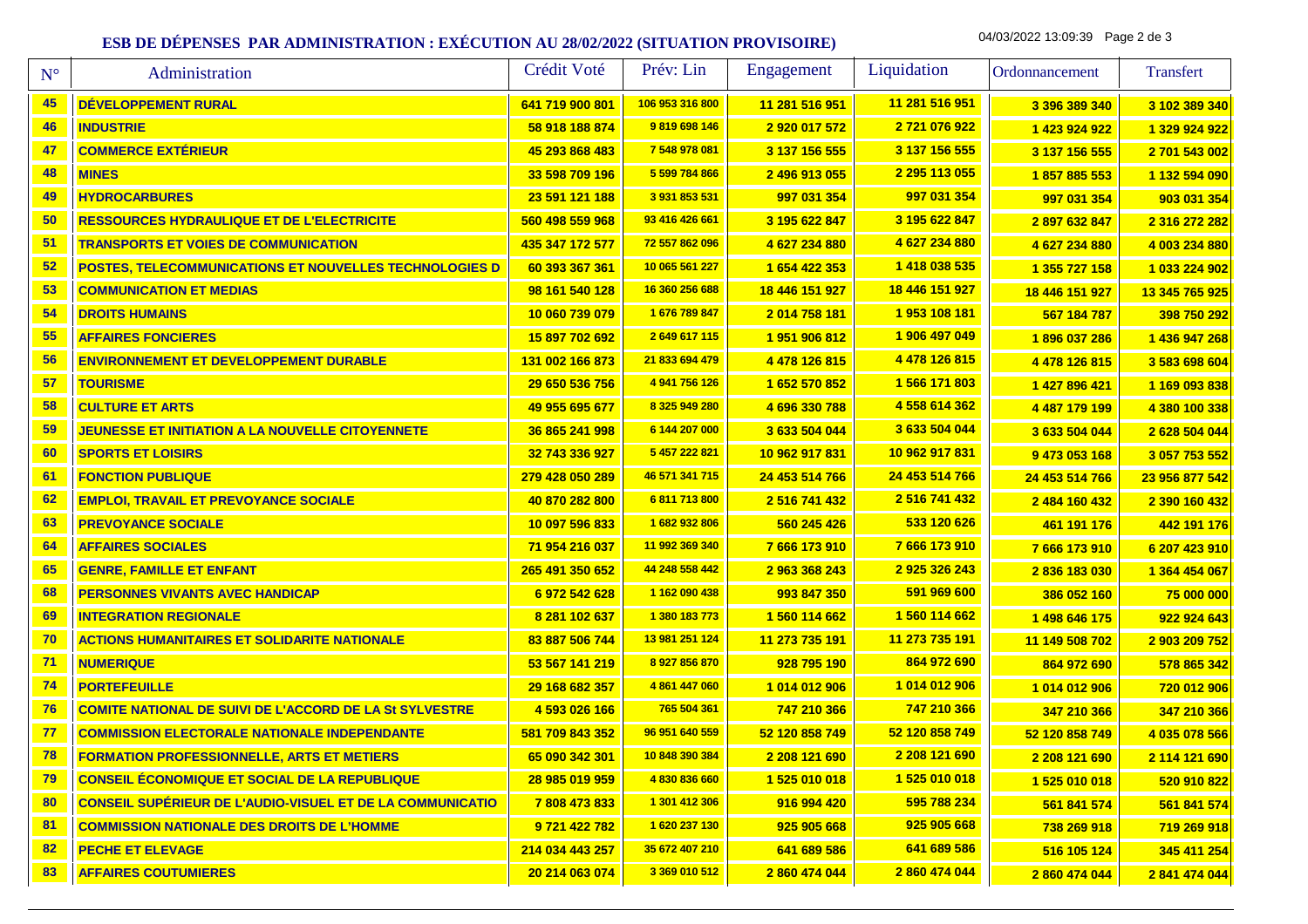## ESB DE DÉPENSES PAR ADMINISTRATION : EXÉCUTION AU 28/02/2022 (SITUATION PROVISOIRE)

04/03/2022 13:09:39

| N° | Administration | Crédit Voté | Prév: Lin | Engagement | Liquidation | Ordonnancement | Transfert |
|---|---|---|---|---|---|---|---|
| 45 | DÉVELOPPEMENT RURAL | 641 719 900 801 | 106 953 316 800 | 11 281 516 951 | 11 281 516 951 | 3 396 389 340 | 3 102 389 340 |
| 46 | INDUSTRIE | 58 918 188 874 | 9 819 698 146 | 2 920 017 572 | 2 721 076 922 | 1 423 924 922 | 1 329 924 922 |
| 47 | COMMERCE EXTÉRIEUR | 45 293 868 483 | 7 548 978 081 | 3 137 156 555 | 3 137 156 555 | 3 137 156 555 | 2 701 543 002 |
| 48 | MINES | 33 598 709 196 | 5 599 784 866 | 2 496 913 055 | 2 295 113 055 | 1 857 885 553 | 1 132 594 090 |
| 49 | HYDROCARBURES | 23 591 121 188 | 3 931 853 531 | 997 031 354 | 997 031 354 | 997 031 354 | 903 031 354 |
| 50 | RESSOURCES HYDRAULIQUE ET DE L'ELECTRICITE | 560 498 559 968 | 93 416 426 661 | 3 195 622 847 | 3 195 622 847 | 2 897 632 847 | 2 316 272 282 |
| 51 | TRANSPORTS ET VOIES DE COMMUNICATION | 435 347 172 577 | 72 557 862 096 | 4 627 234 880 | 4 627 234 880 | 4 627 234 880 | 4 003 234 880 |
| 52 | POSTES, TELECOMMUNICATIONS ET NOUVELLES TECHNOLOGIES D | 60 393 367 361 | 10 065 561 227 | 1 654 422 353 | 1 418 038 535 | 1 355 727 158 | 1 033 224 902 |
| 53 | COMMUNICATION ET MEDIAS | 98 161 540 128 | 16 360 256 688 | 18 446 151 927 | 18 446 151 927 | 18 446 151 927 | 13 345 765 925 |
| 54 | DROITS HUMAINS | 10 060 739 079 | 1 676 789 847 | 2 014 758 181 | 1 953 108 181 | 567 184 787 | 398 750 292 |
| 55 | AFFAIRES FONCIERES | 15 897 702 692 | 2 649 617 115 | 1 951 906 812 | 1 906 497 049 | 1 896 037 286 | 1 436 947 268 |
| 56 | ENVIRONNEMENT ET DEVELOPPEMENT DURABLE | 131 002 166 873 | 21 833 694 479 | 4 478 126 815 | 4 478 126 815 | 4 478 126 815 | 3 583 698 604 |
| 57 | TOURISME | 29 650 536 756 | 4 941 756 126 | 1 652 570 852 | 1 566 171 803 | 1 427 896 421 | 1 169 093 838 |
| 58 | CULTURE ET ARTS | 49 955 695 677 | 8 325 949 280 | 4 696 330 788 | 4 558 614 362 | 4 487 179 199 | 4 380 100 338 |
| 59 | JEUNESSE ET INITIATION A LA NOUVELLE CITOYENNETE | 36 865 241 998 | 6 144 207 000 | 3 633 504 044 | 3 633 504 044 | 3 633 504 044 | 2 628 504 044 |
| 60 | SPORTS ET LOISIRS | 32 743 336 927 | 5 457 222 821 | 10 962 917 831 | 10 962 917 831 | 9 473 053 168 | 3 057 753 552 |
| 61 | FONCTION PUBLIQUE | 279 428 050 289 | 46 571 341 715 | 24 453 514 766 | 24 453 514 766 | 24 453 514 766 | 23 956 877 542 |
| 62 | EMPLOI, TRAVAIL ET PREVOYANCE SOCIALE | 40 870 282 800 | 6 811 713 800 | 2 516 741 432 | 2 516 741 432 | 2 484 160 432 | 2 390 160 432 |
| 63 | PREVOYANCE SOCIALE | 10 097 596 833 | 1 682 932 806 | 560 245 426 | 533 120 626 | 461 191 176 | 442 191 176 |
| 64 | AFFAIRES SOCIALES | 71 954 216 037 | 11 992 369 340 | 7 666 173 910 | 7 666 173 910 | 7 666 173 910 | 6 207 423 910 |
| 65 | GENRE, FAMILLE ET ENFANT | 265 491 350 652 | 44 248 558 442 | 2 963 368 243 | 2 925 326 243 | 2 836 183 030 | 1 364 454 067 |
| 68 | PERSONNES VIVANTS AVEC HANDICAP | 6 972 542 628 | 1 162 090 438 | 993 847 350 | 591 969 600 | 386 052 160 | 75 000 000 |
| 69 | INTEGRATION REGIONALE | 8 281 102 637 | 1 380 183 773 | 1 560 114 662 | 1 560 114 662 | 1 498 646 175 | 922 924 643 |
| 70 | ACTIONS HUMANITAIRES ET SOLIDARITE NATIONALE | 83 887 506 744 | 13 981 251 124 | 11 273 735 191 | 11 273 735 191 | 11 149 508 702 | 2 903 209 752 |
| 71 | NUMERIQUE | 53 567 141 219 | 8 927 856 870 | 928 795 190 | 864 972 690 | 864 972 690 | 578 865 342 |
| 74 | PORTEFEUILLE | 29 168 682 357 | 4 861 447 060 | 1 014 012 906 | 1 014 012 906 | 1 014 012 906 | 720 012 906 |
| 76 | COMITE NATIONAL DE SUIVI DE L'ACCORD DE LA St SYLVESTRE | 4 593 026 166 | 765 504 361 | 747 210 366 | 747 210 366 | 347 210 366 | 347 210 366 |
| 77 | COMMISSION ELECTORALE NATIONALE INDEPENDANTE | 581 709 843 352 | 96 951 640 559 | 52 120 858 749 | 52 120 858 749 | 52 120 858 749 | 4 035 078 566 |
| 78 | FORMATION PROFESSIONNELLE, ARTS ET METIERS | 65 090 342 301 | 10 848 390 384 | 2 208 121 690 | 2 208 121 690 | 2 208 121 690 | 2 114 121 690 |
| 79 | CONSEIL ÉCONOMIQUE ET SOCIAL DE LA REPUBLIQUE | 28 985 019 959 | 4 830 836 660 | 1 525 010 018 | 1 525 010 018 | 1 525 010 018 | 520 910 822 |
| 80 | CONSEIL SUPÉRIEUR DE L'AUDIO-VISUEL ET DE LA COMMUNICATIO | 7 808 473 833 | 1 301 412 306 | 916 994 420 | 595 788 234 | 561 841 574 | 561 841 574 |
| 81 | COMMISSION NATIONALE DES DROITS DE L'HOMME | 9 721 422 782 | 1 620 237 130 | 925 905 668 | 925 905 668 | 738 269 918 | 719 269 918 |
| 82 | PECHE ET ELEVAGE | 214 034 443 257 | 35 672 407 210 | 641 689 586 | 641 689 586 | 516 105 124 | 345 411 254 |
| 83 | AFFAIRES COUTUMIERES | 20 214 063 074 | 3 369 010 512 | 2 860 474 044 | 2 860 474 044 | 2 860 474 044 | 2 841 474 044 |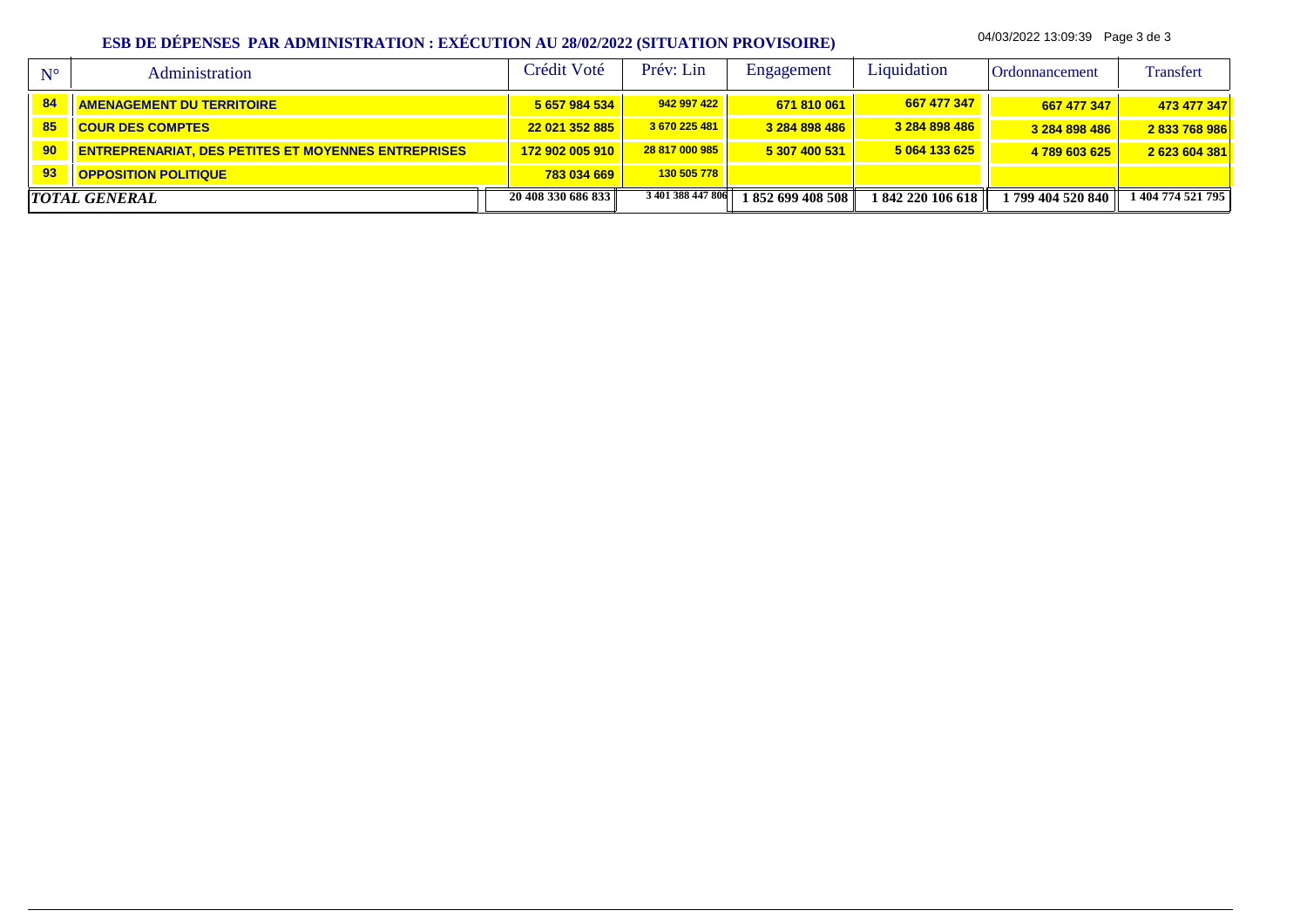## ESB DE DÉPENSES PAR ADMINISTRATION : EXÉCUTION AU 28/02/2022 (SITUATION PROVISOIRE)

| N° | Administration | Crédit Voté | Prév: Lin | Engagement | Liquidation | Ordonnancement | Transfert |
|---|---|---|---|---|---|---|---|
| 84 | **AMENAGEMENT DU TERRITOIRE** | 5 657 984 534 | 942 997 422 | 671 810 061 | 667 477 347 | 667 477 347 | 473 477 347 |
| 85 | **COUR DES COMPTES** | 22 021 352 885 | 3 670 225 481 | 3 284 898 486 | 3 284 898 486 | 3 284 898 486 | 2 833 768 986 |
| 90 | **ENTREPRENARIAT, DES PETITES ET MOYENNES ENTREPRISES** | 172 902 005 910 | 28 817 000 985 | 5 307 400 531 | 5 064 133 625 | 4 789 603 625 | 2 623 604 381 |
| 93 | **OPPOSITION POLITIQUE** | 783 034 669 | 130 505 778 | | | | |
| *TOTAL GENERAL* | | 20 408 330 686 833 | 3 401 388 447 806 | 1 852 699 408 508 | 1 842 220 106 618 | 1 799 404 520 840 | 1 404 774 521 795 |